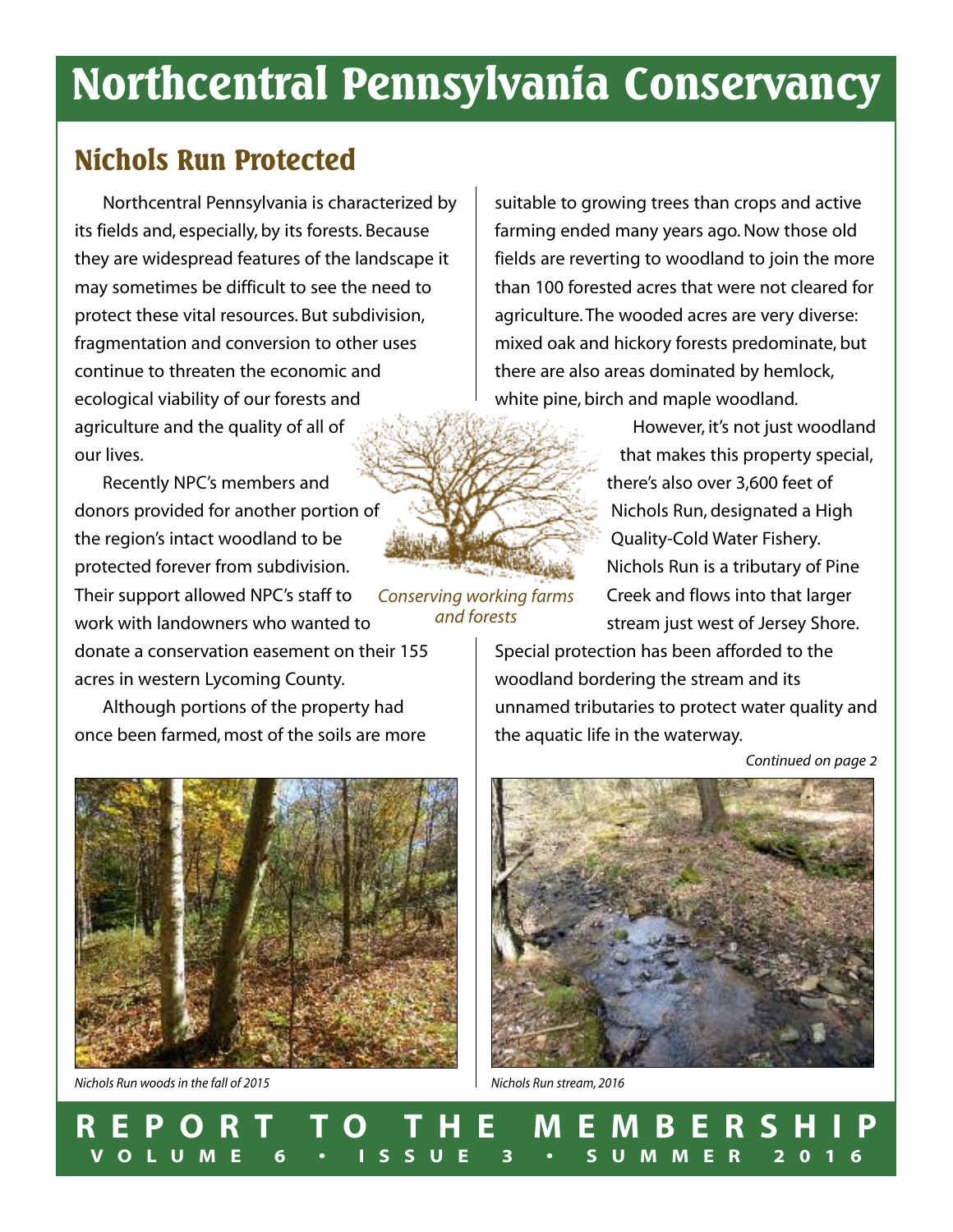# Northcentral Pennsylvania Conservancy

## Nichols Run Protected

Northcentral Pennsylvania is characterized by its fields and, especially, by its forests. Because they are widespread features of the landscape it may sometimes be difficult to see the need to protect these vital resources. But subdivision, fragmentation and conversion to other uses continue to threaten the economic and ecological viability of our forests and agriculture and the quality of all of our lives.

Recently NPC's members and donors provided for another portion of the region's intact woodland to be protected forever from subdivision. Their support allowed NPC's staff to work with landowners who wanted to donate a conservation easement on their 155 acres in western Lycoming County.

Although portions of the property had once been farmed, most of the soils are more suitable to growing trees than crops and active farming ended many years ago. Now those old fields are reverting to woodland to join the more than 100 forested acres that were not cleared for agriculture. The wooded acres are very diverse: mixed oak and hickory forests predominate, but there are also areas dominated by hemlock, white pine, birch and maple woodland.

*Conserving working farms and forests*

However, it's not just woodland that makes this property special, there's also over 3,600 feet of Nichols Run, designated a High Quality-Cold Water Fishery. Nichols Run is a tributary of Pine Creek and flows into that larger stream just west of Jersey Shore. Special protection has been afforded to the woodland bordering the stream and its unnamed tributaries to protect water quality and the aquatic life in the waterway.

*Continued on page 2*

*Nichols Run woods in the fall of 2015*

*Nichols Run stream, 2016*

**REPORT TO THE MEMBERSHIP**
**VOLUME 6 • ISSUE 3 • SUMMER 2016**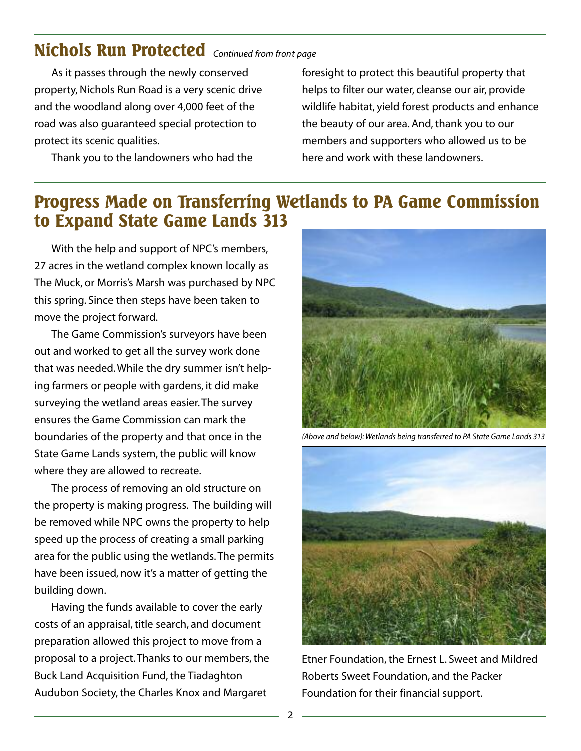## Nichols Run Protected *Continued from front page*

As it passes through the newly conserved property, Nichols Run Road is a very scenic drive and the woodland along over 4,000 feet of the road was also guaranteed special protection to protect its scenic qualities.

Thank you to the landowners who had the foresight to protect this beautiful property that helps to filter our water, cleanse our air, provide wildlife habitat, yield forest products and enhance the beauty of our area. And, thank you to our members and supporters who allowed us to be here and work with these landowners.

## Progress Made on Transferring Wetlands to PA Game Commission to Expand State Game Lands 313

With the help and support of NPC's members, 27 acres in the wetland complex known locally as The Muck, or Morris's Marsh was purchased by NPC this spring. Since then steps have been taken to move the project forward.

The Game Commission's surveyors have been out and worked to get all the survey work done that was needed. While the dry summer isn't helping farmers or people with gardens, it did make surveying the wetland areas easier. The survey ensures the Game Commission can mark the boundaries of the property and that once in the State Game Lands system, the public will know where they are allowed to recreate.

The process of removing an old structure on the property is making progress. The building will be removed while NPC owns the property to help speed up the process of creating a small parking area for the public using the wetlands. The permits have been issued, now it's a matter of getting the building down.

Having the funds available to cover the early costs of an appraisal, title search, and document preparation allowed this project to move from a proposal to a project. Thanks to our members, the Buck Land Acquisition Fund, the Tiadaghton Audubon Society, the Charles Knox and Margaret Etner Foundation, the Ernest L. Sweet and Mildred Roberts Sweet Foundation, and the Packer Foundation for their financial support.

*(Above and below): Wetlands being transferred to PA State Game Lands 313*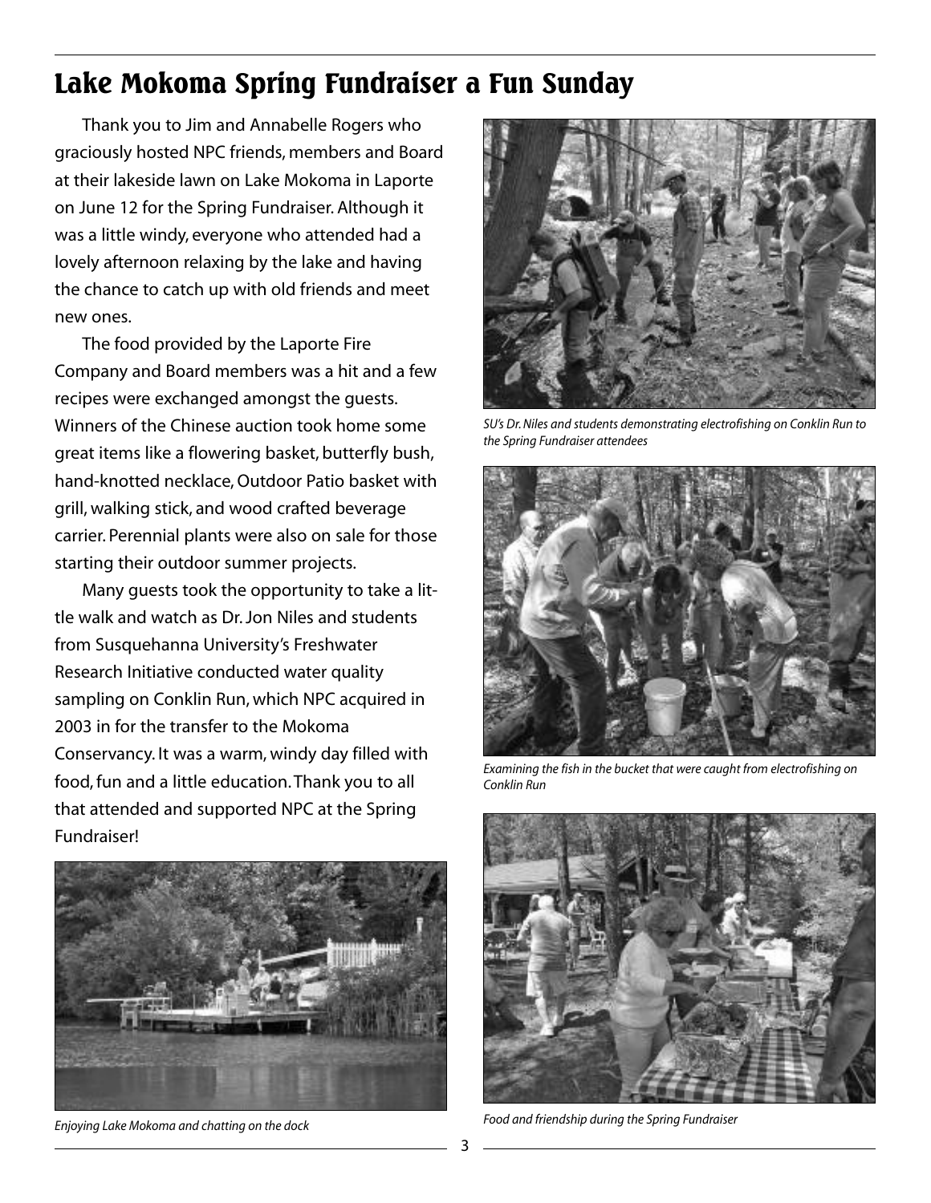# Lake Mokoma Spring Fundraiser a Fun Sunday

Thank you to Jim and Annabelle Rogers who graciously hosted NPC friends, members and Board at their lakeside lawn on Lake Mokoma in Laporte on June 12 for the Spring Fundraiser. Although it was a little windy, everyone who attended had a lovely afternoon relaxing by the lake and having the chance to catch up with old friends and meet new ones.

The food provided by the Laporte Fire Company and Board members was a hit and a few recipes were exchanged amongst the guests. Winners of the Chinese auction took home some great items like a flowering basket, butterfly bush, hand-knotted necklace, Outdoor Patio basket with grill, walking stick, and wood crafted beverage carrier. Perennial plants were also on sale for those starting their outdoor summer projects.

Many guests took the opportunity to take a little walk and watch as Dr. Jon Niles and students from Susquehanna University's Freshwater Research Initiative conducted water quality sampling on Conklin Run, which NPC acquired in 2003 in for the transfer to the Mokoma Conservancy. It was a warm, windy day filled with food, fun and a little education. Thank you to all that attended and supported NPC at the Spring Fundraiser!

*Enjoying Lake Mokoma and chatting on the dock*

*SU's Dr. Niles and students demonstrating electrofishing on Conklin Run to the Spring Fundraiser attendees*

*Examining the fish in the bucket that were caught from electrofishing on Conklin Run*

*Food and friendship during the Spring Fundraiser*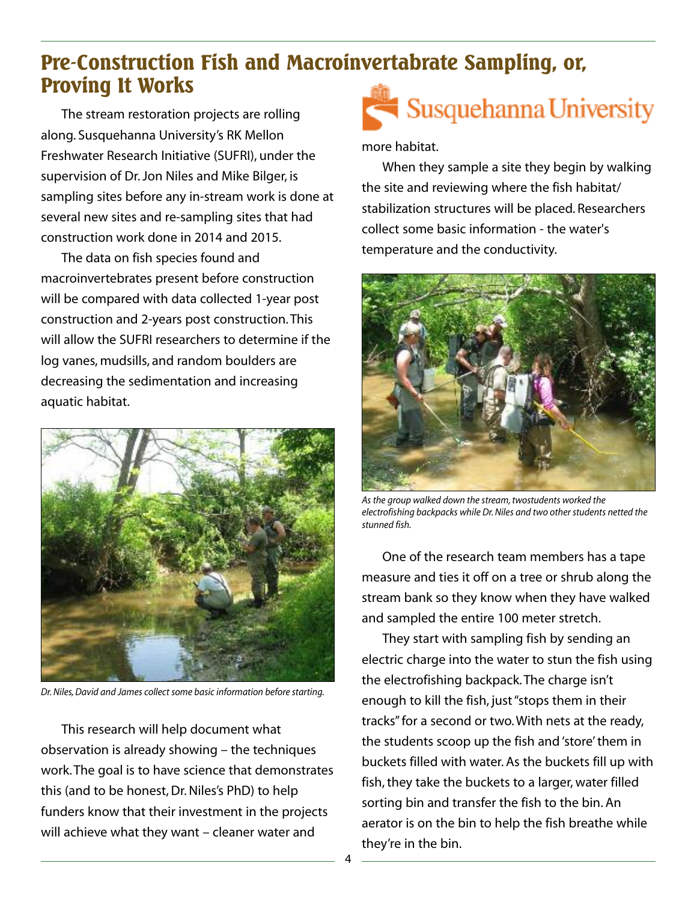# Pre-Construction Fish and Macroinvertabrate Sampling, or, Proving It Works

The stream restoration projects are rolling along. Susquehanna University's RK Mellon Freshwater Research Initiative (SUFRI), under the supervision of Dr. Jon Niles and Mike Bilger, is sampling sites before any in-stream work is done at several new sites and re-sampling sites that had construction work done in 2014 and 2015.

The data on fish species found and macroinvertebrates present before construction will be compared with data collected 1-year post construction and 2-years post construction. This will allow the SUFRI researchers to determine if the log vanes, mudsills, and random boulders are decreasing the sedimentation and increasing aquatic habitat.

*Dr. Niles, David and James collect some basic information before starting.*

This research will help document what observation is already showing – the techniques work. The goal is to have science that demonstrates this (and to be honest, Dr. Niles's PhD) to help funders know that their investment in the projects will achieve what they want – cleaner water and more habitat.

When they sample a site they begin by walking the site and reviewing where the fish habitat/stabilization structures will be placed. Researchers collect some basic information - the water's temperature and the conductivity.

*As the group walked down the stream, twostudents worked the electrofishing backpacks while Dr. Niles and two other students netted the stunned fish.*

One of the research team members has a tape measure and ties it off on a tree or shrub along the stream bank so they know when they have walked and sampled the entire 100 meter stretch.

They start with sampling fish by sending an electric charge into the water to stun the fish using the electrofishing backpack. The charge isn't enough to kill the fish, just "stops them in their tracks" for a second or two. With nets at the ready, the students scoop up the fish and 'store' them in buckets filled with water. As the buckets fill up with fish, they take the buckets to a larger, water filled sorting bin and transfer the fish to the bin. An aerator is on the bin to help the fish breathe while they're in the bin.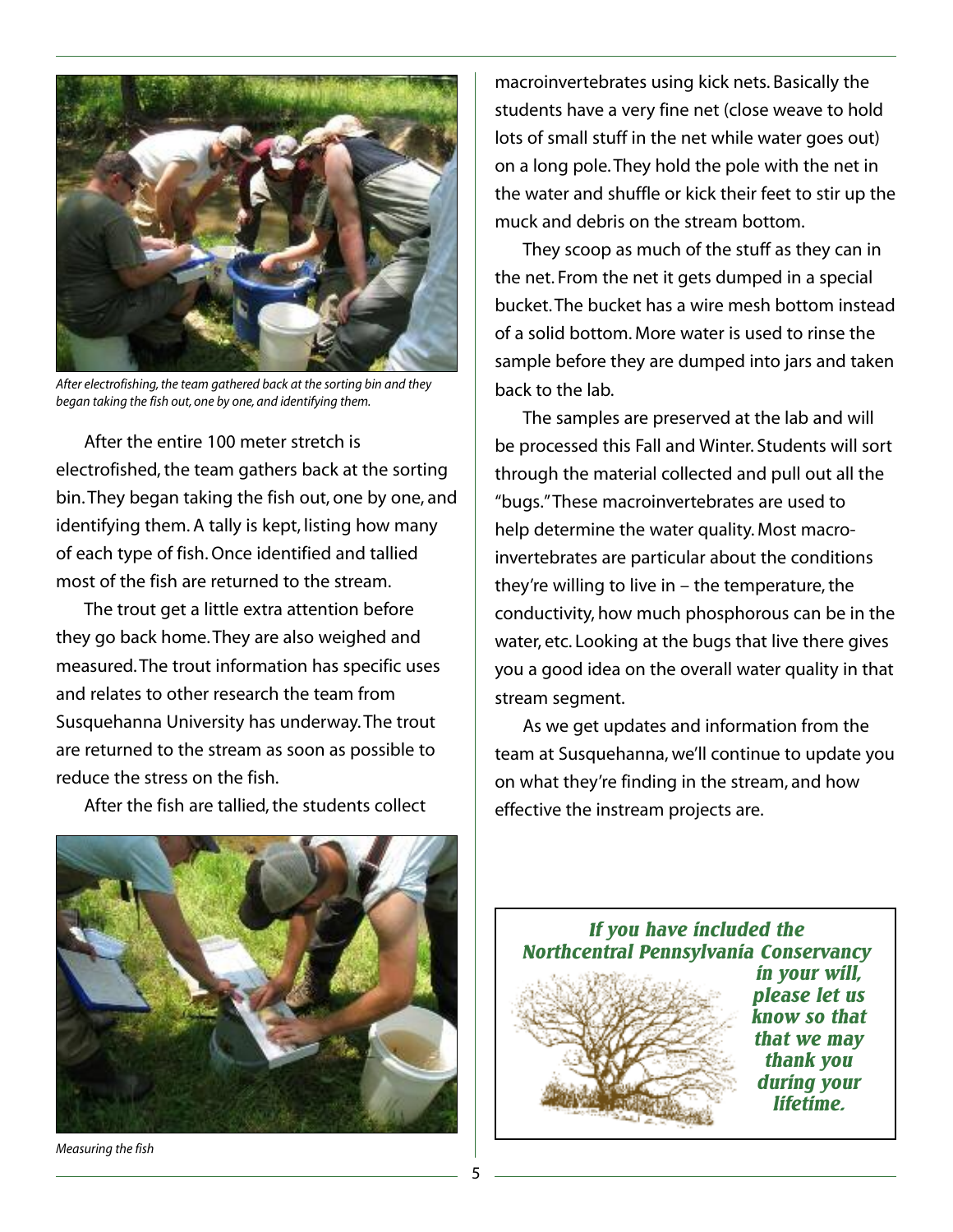*After electrofishing, the team gathered back at the sorting bin and they began taking the fish out, one by one, and identifying them.*

After the entire 100 meter stretch is electrofished, the team gathers back at the sorting bin. They began taking the fish out, one by one, and identifying them. A tally is kept, listing how many of each type of fish. Once identified and tallied most of the fish are returned to the stream.

The trout get a little extra attention before they go back home. They are also weighed and measured. The trout information has specific uses and relates to other research the team from Susquehanna University has underway. The trout are returned to the stream as soon as possible to reduce the stress on the fish.

After the fish are tallied, the students collect macroinvertebrates using kick nets. Basically the students have a very fine net (close weave to hold lots of small stuff in the net while water goes out) on a long pole. They hold the pole with the net in the water and shuffle or kick their feet to stir up the muck and debris on the stream bottom.

*Measuring the fish*

They scoop as much of the stuff as they can in the net. From the net it gets dumped in a special bucket. The bucket has a wire mesh bottom instead of a solid bottom. More water is used to rinse the sample before they are dumped into jars and taken back to the lab.

The samples are preserved at the lab and will be processed this Fall and Winter. Students will sort through the material collected and pull out all the "bugs." These macroinvertebrates are used to help determine the water quality. Most macro-invertebrates are particular about the conditions they're willing to live in – the temperature, the conductivity, how much phosphorous can be in the water, etc. Looking at the bugs that live there gives you a good idea on the overall water quality in that stream segment.

As we get updates and information from the team at Susquehanna, we'll continue to update you on what they're finding in the stream, and how effective the instream projects are.

***If you have included the Northcentral Pennsylvania Conservancy in your will, please let us know so that that we may thank you during your lifetime.***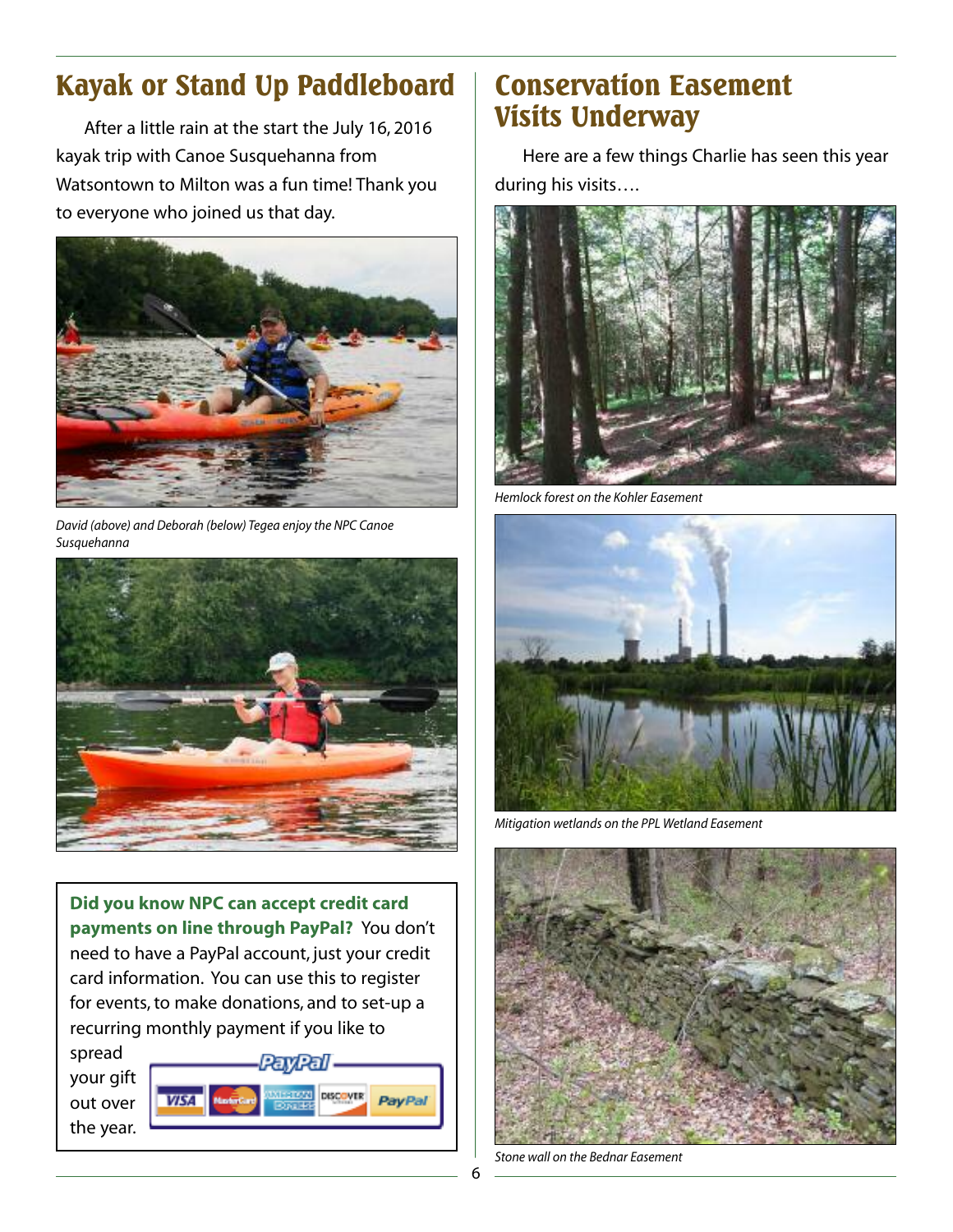## Kayak or Stand Up Paddleboard

After a little rain at the start the July 16, 2016 kayak trip with Canoe Susquehanna from Watsontown to Milton was a fun time! Thank you to everyone who joined us that day.

*David (above) and Deborah (below) Tegea enjoy the NPC Canoe Susquehanna*

**Did you know NPC can accept credit card payments on line through PayPal?** You don't need to have a PayPal account, just your credit card information. You can use this to register for events, to make donations, and to set-up a recurring monthly payment if you like to spread your gift out over the year.

## Conservation Easement Visits Underway

Here are a few things Charlie has seen this year during his visits….

*Hemlock forest on the Kohler Easement*

*Mitigation wetlands on the PPL Wetland Easement*

*Stone wall on the Bednar Easement*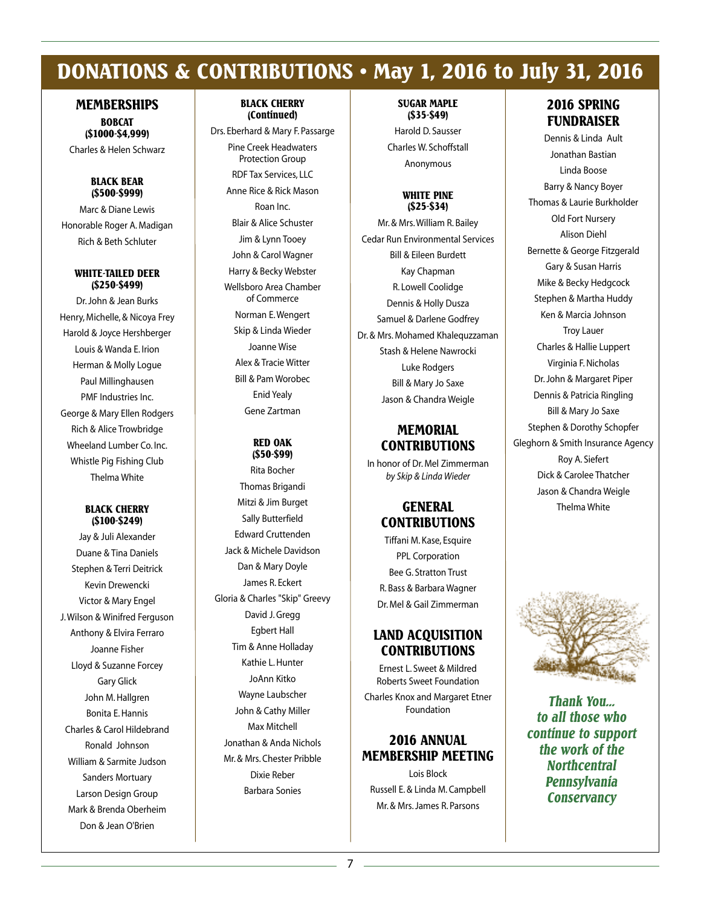# DONATIONS & CONTRIBUTIONS • May 1, 2016 to July 31, 2016

## MEMBERSHIPS

### BOBCAT ($1000-$4,999)

Charles & Helen Schwarz

### BLACK BEAR ($500-$999)

Marc & Diane Lewis
Honorable Roger A. Madigan
Rich & Beth Schluter

### WHITE-TAILED DEER ($250-$499)

Dr. John & Jean Burks
Henry, Michelle, & Nicoya Frey
Harold & Joyce Hershberger
Louis & Wanda E. Irion
Herman & Molly Logue
Paul Millinghausen
PMF Industries Inc.
George & Mary Ellen Rodgers
Rich & Alice Trowbridge
Wheeland Lumber Co. Inc.
Whistle Pig Fishing Club
Thelma White

### BLACK CHERRY ($100-$249)

Jay & Juli Alexander
Duane & Tina Daniels
Stephen & Terri Deitrick
Kevin Drewencki
Victor & Mary Engel
J. Wilson & Winifred Ferguson
Anthony & Elvira Ferraro
Joanne Fisher
Lloyd & Suzanne Forcey
Gary Glick
John M. Hallgren
Bonita E. Hannis
Charles & Carol Hildebrand
Ronald Johnson
William & Sarmite Judson
Sanders Mortuary
Larson Design Group
Mark & Brenda Oberheim
Don & Jean O'Brien

### BLACK CHERRY (Continued)

Drs. Eberhard & Mary F. Passarge
Pine Creek Headwaters Protection Group
RDF Tax Services, LLC
Anne Rice & Rick Mason
Roan Inc.
Blair & Alice Schuster
Jim & Lynn Tooey
John & Carol Wagner
Harry & Becky Webster
Wellsboro Area Chamber of Commerce
Norman E. Wengert
Skip & Linda Wieder
Joanne Wise
Alex & Tracie Witter
Bill & Pam Worobec
Enid Yealy
Gene Zartman

### RED OAK ($50-$99)

Rita Bocher
Thomas Brigandi
Mitzi & Jim Burget
Sally Butterfield
Edward Cruttenden
Jack & Michele Davidson
Dan & Mary Doyle
James R. Eckert
Gloria & Charles "Skip" Greevy
David J. Gregg
Egbert Hall
Tim & Anne Holladay
Kathie L. Hunter
JoAnn Kitko
Wayne Laubscher
John & Cathy Miller
Max Mitchell
Jonathan & Anda Nichols
Mr. & Mrs. Chester Pribble
Dixie Reber
Barbara Sonies

### SUGAR MAPLE ($35-$49)

Harold D. Sausser
Charles W. Schoffstall
Anonymous

### WHITE PINE ($25-$34)

Mr. & Mrs. William R. Bailey
Cedar Run Environmental Services
Bill & Eileen Burdett
Kay Chapman
R. Lowell Coolidge
Dennis & Holly Dusza
Samuel & Darlene Godfrey
Dr. & Mrs. Mohamed Khalequzzaman
Stash & Helene Nawrocki
Luke Rodgers
Bill & Mary Jo Saxe
Jason & Chandra Weigle

## MEMORIAL CONTRIBUTIONS

In honor of Dr. Mel Zimmerman
*by Skip & Linda Wieder*

## GENERAL CONTRIBUTIONS

Tiffani M. Kase, Esquire
PPL Corporation
Bee G. Stratton Trust
R. Bass & Barbara Wagner
Dr. Mel & Gail Zimmerman

## LAND ACQUISITION CONTRIBUTIONS

Ernest L. Sweet & Mildred Roberts Sweet Foundation
Charles Knox and Margaret Etner Foundation

## 2016 ANNUAL MEMBERSHIP MEETING

Lois Block
Russell E. & Linda M. Campbell
Mr. & Mrs. James R. Parsons

## 2016 SPRING FUNDRAISER

Dennis & Linda Ault
Jonathan Bastian
Linda Boose
Barry & Nancy Boyer
Thomas & Laurie Burkholder
Old Fort Nursery
Alison Diehl
Bernette & George Fitzgerald
Gary & Susan Harris
Mike & Becky Hedgcock
Stephen & Martha Huddy
Ken & Marcia Johnson
Troy Lauer
Charles & Hallie Luppert
Virginia F. Nicholas
Dr. John & Margaret Piper
Dennis & Patricia Ringling
Bill & Mary Jo Saxe
Stephen & Dorothy Schopfer
Gleghorn & Smith Insurance Agency
Roy A. Siefert
Dick & Carolee Thatcher
Jason & Chandra Weigle
Thelma White

***Thank You... to all those who continue to support the work of the Northcentral Pennsylvania Conservancy***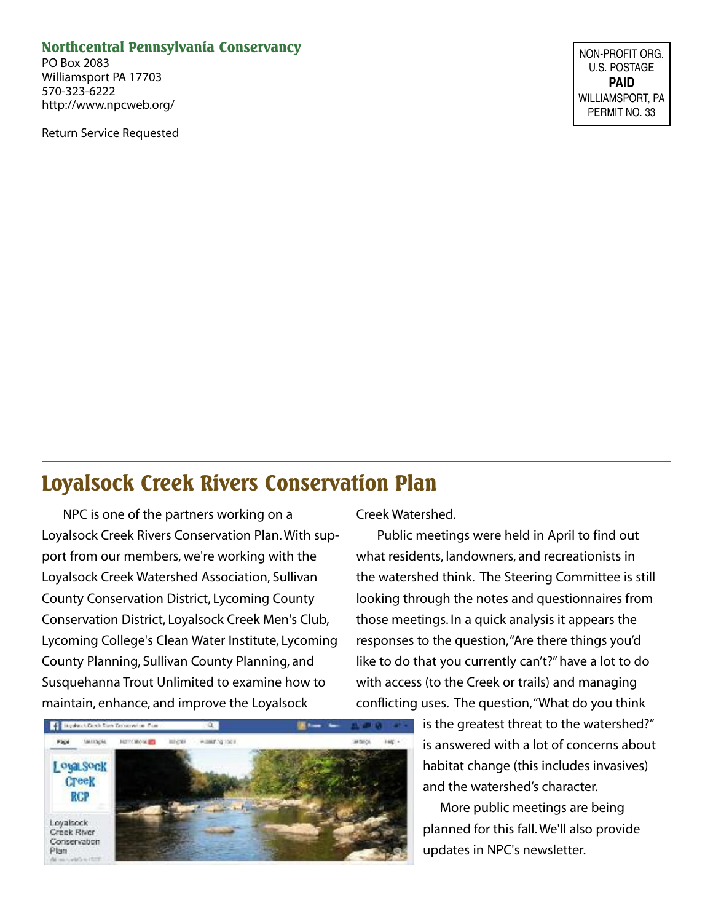**Northcentral Pennsylvania Conservancy**
PO Box 2083
Williamsport PA 17703
570-323-6222
http://www.npcweb.org/

Return Service Requested

NON-PROFIT ORG.
U.S. POSTAGE
**PAID**
WILLIAMSPORT, PA
PERMIT NO. 33

## Loyalsock Creek Rivers Conservation Plan

NPC is one of the partners working on a Loyalsock Creek Rivers Conservation Plan. With support from our members, we're working with the Loyalsock Creek Watershed Association, Sullivan County Conservation District, Lycoming County Conservation District, Loyalsock Creek Men's Club, Lycoming College's Clean Water Institute, Lycoming County Planning, Sullivan County Planning, and Susquehanna Trout Unlimited to examine how to maintain, enhance, and improve the Loyalsock Creek Watershed.

Public meetings were held in April to find out what residents, landowners, and recreationists in the watershed think. The Steering Committee is still looking through the notes and questionnaires from those meetings. In a quick analysis it appears the responses to the question, "Are there things you'd like to do that you currently can't?" have a lot to do with access (to the Creek or trails) and managing conflicting uses. The question, "What do you think is the greatest threat to the watershed?" is answered with a lot of concerns about habitat change (this includes invasives) and the watershed's character.

More public meetings are being planned for this fall. We'll also provide updates in NPC's newsletter.